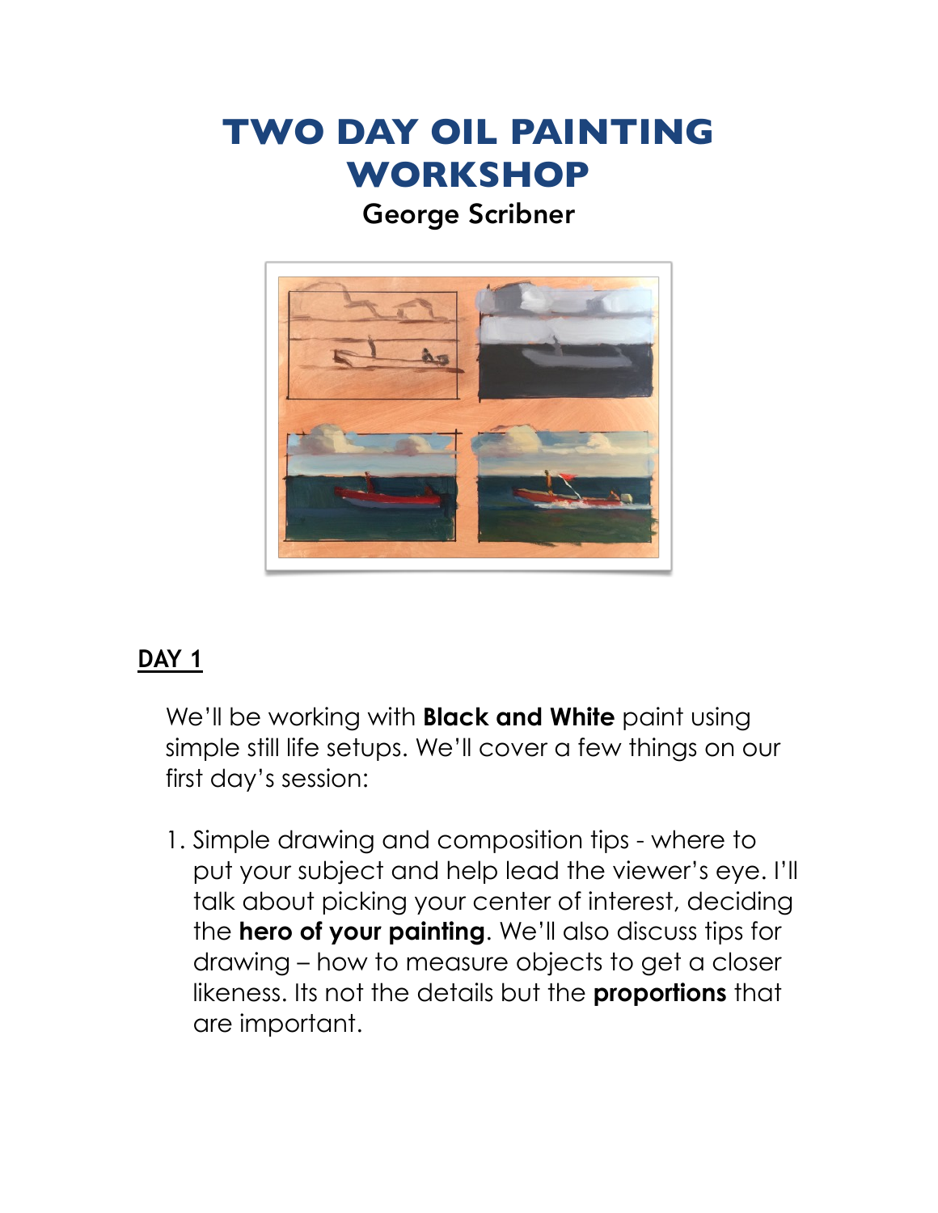# TWO DAY OIL PAINTING WORKSHOP

George Scribner

## DAY 1

We'll be working with **Black and White** paint using simple still life setups. We'll cover a few things on our first day's session:

1. Simple drawing and composition tips - where to put your subject and help lead the viewer's eye. I'll talk about picking your center of interest, deciding the **hero of your painting**. We'll also discuss tips for drawing – how to measure objects to get a closer likeness. Its not the details but the **proportions** that are important.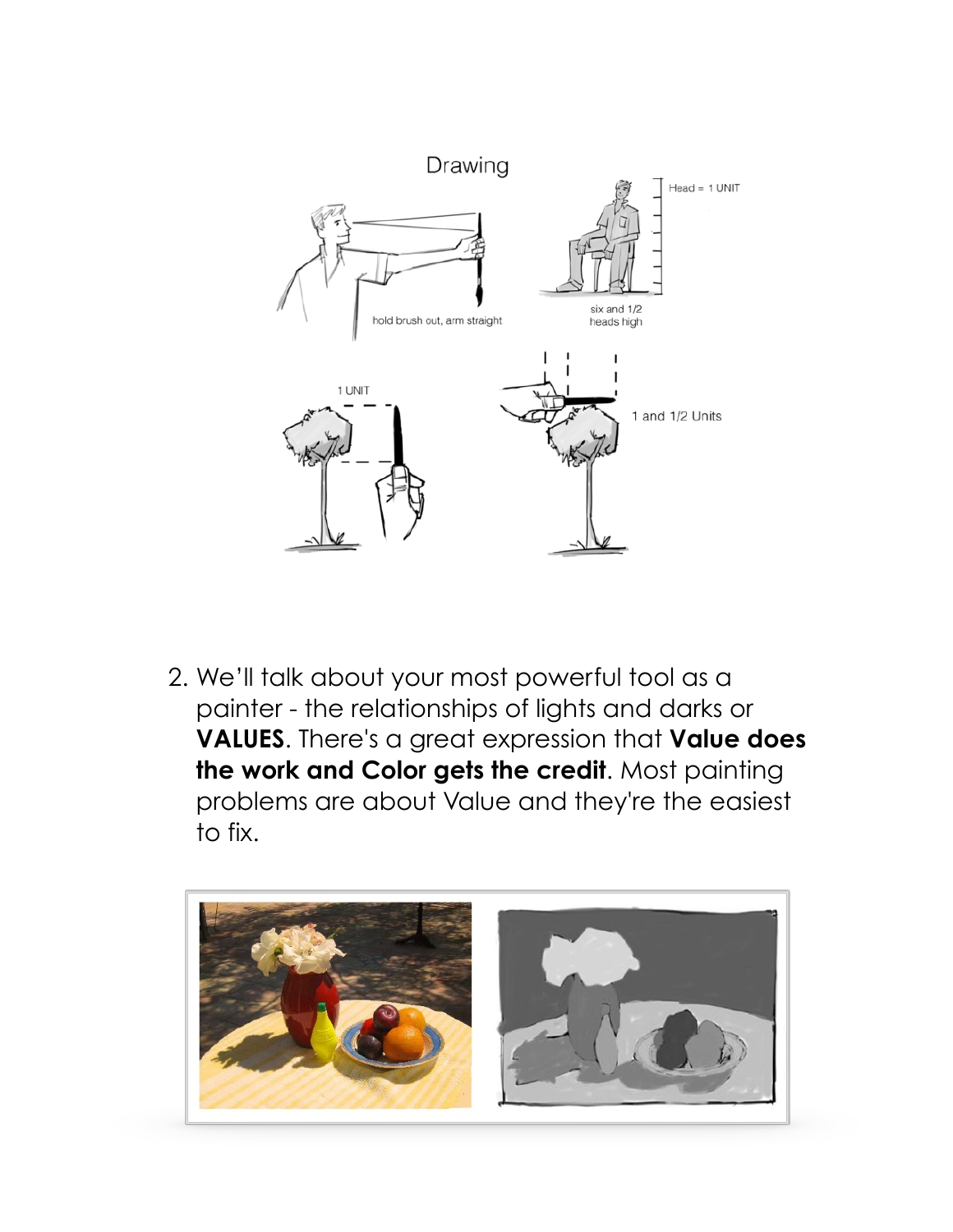2. We'll talk about your most powerful tool as a painter - the relationships of lights and darks or **VALUES**. There's a great expression that **Value does the work and Color gets the credit**. Most painting problems are about Value and they're the easiest to fix.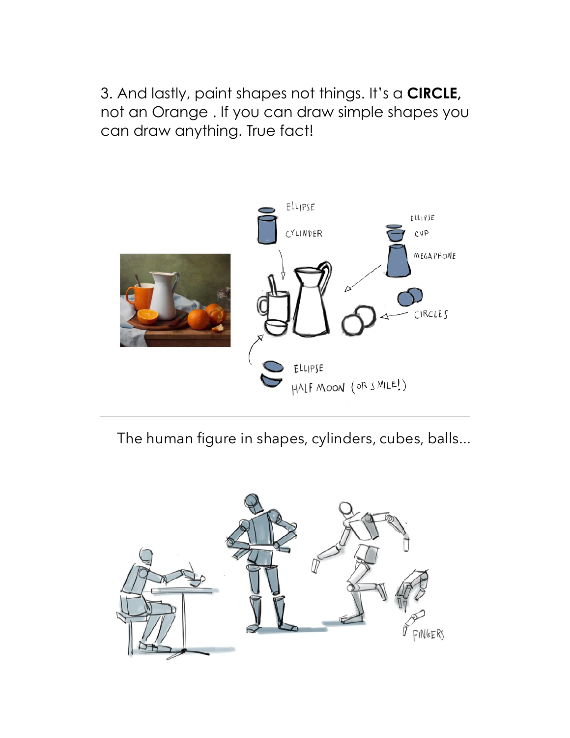3. And lastly, paint shapes not things. It's a **CIRCLE,** not an Orange . If you can draw simple shapes you can draw anything. True fact!

---

The human figure in shapes, cylinders, cubes, balls...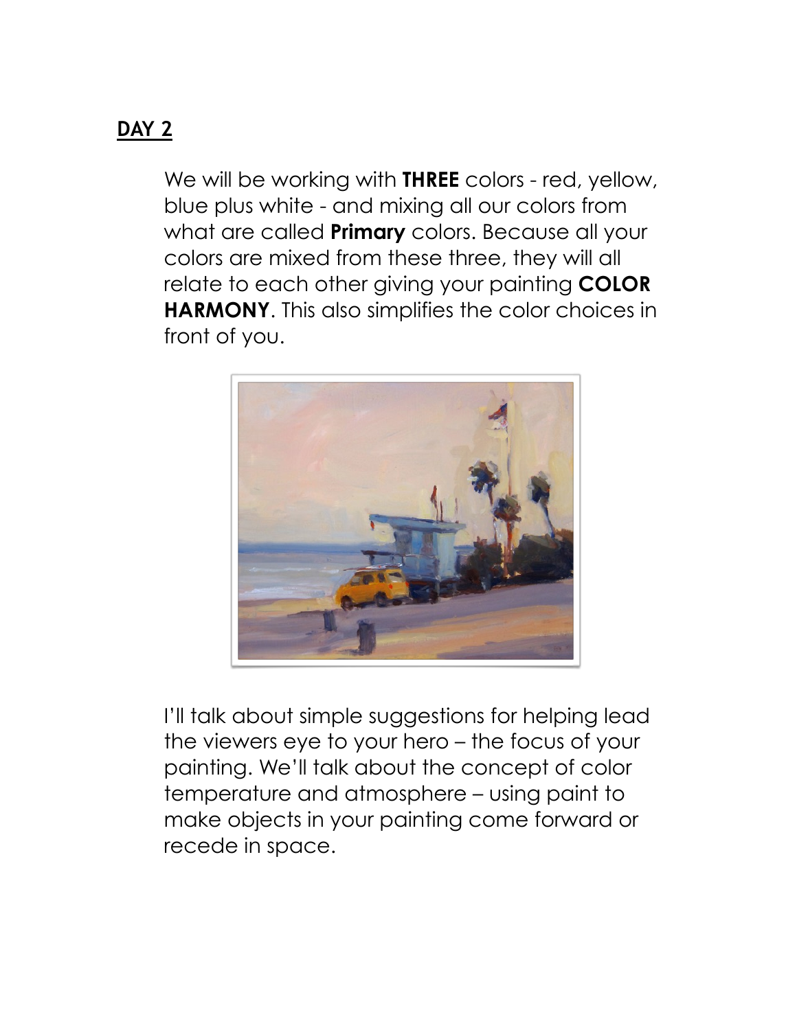## DAY 2

We will be working with **THREE** colors - red, yellow, blue plus white - and mixing all our colors from what are called **Primary** colors. Because all your colors are mixed from these three, they will all relate to each other giving your painting **COLOR HARMONY**. This also simplifies the color choices in front of you.

I'll talk about simple suggestions for helping lead the viewers eye to your hero – the focus of your painting. We'll talk about the concept of color temperature and atmosphere – using paint to make objects in your painting come forward or recede in space.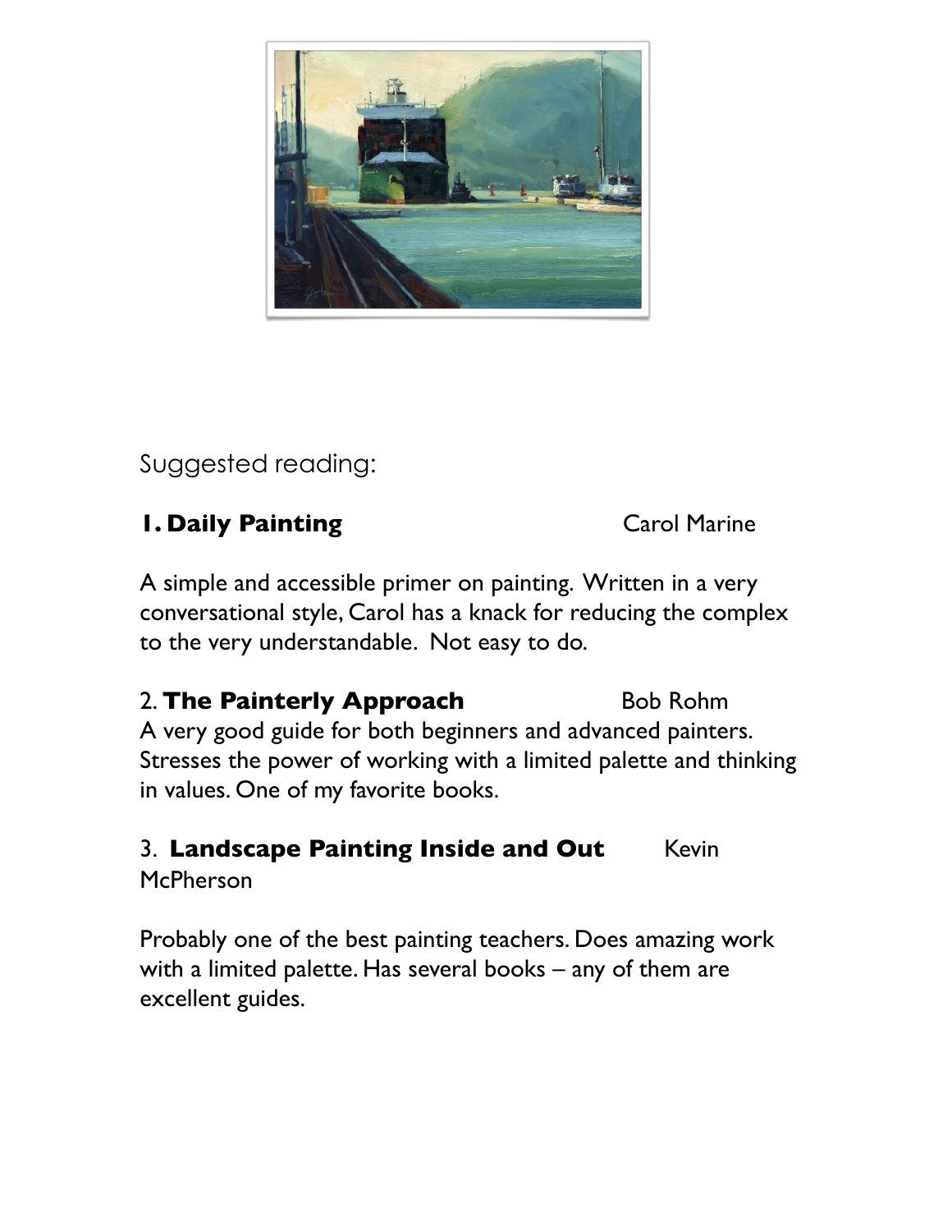Suggested reading:

**1. Daily Painting** Carol Marine

A simple and accessible primer on painting. Written in a very conversational style, Carol has a knack for reducing the complex to the very understandable. Not easy to do.

2. **The Painterly Approach** Bob Rohm

A very good guide for both beginners and advanced painters. Stresses the power of working with a limited palette and thinking in values. One of my favorite books.

3. **Landscape Painting Inside and Out** Kevin McPherson

Probably one of the best painting teachers. Does amazing work with a limited palette. Has several books – any of them are excellent guides.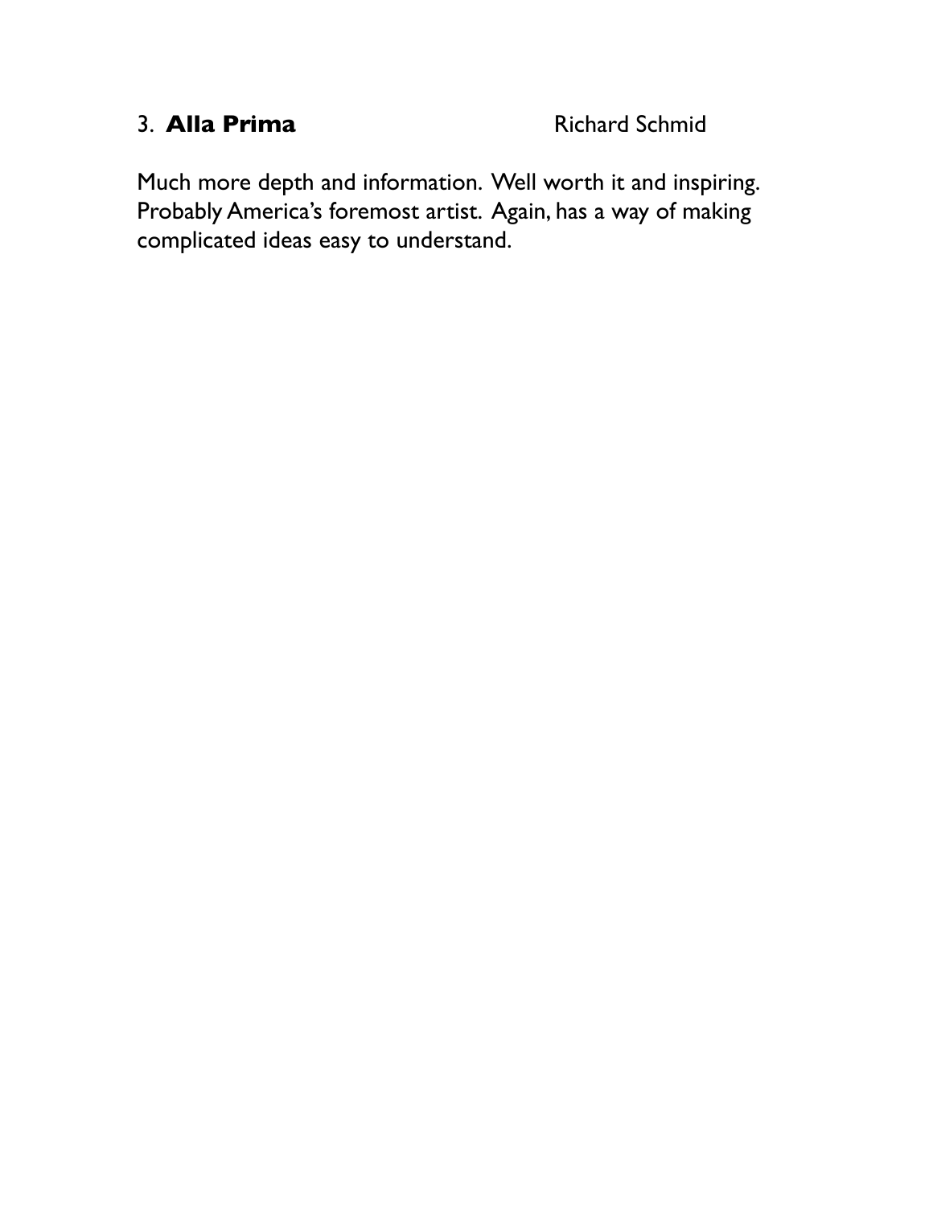3. **Alla Prima** Richard Schmid

Much more depth and information. Well worth it and inspiring. Probably America's foremost artist. Again, has a way of making complicated ideas easy to understand.